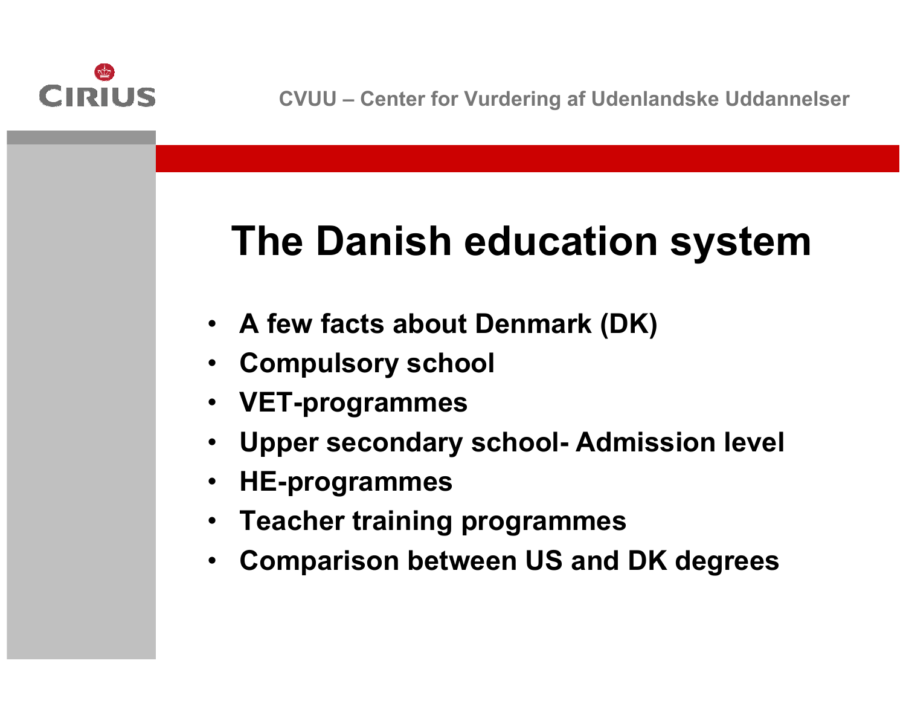CIRIUS

CVUU – Center for Vurdering af Udenlandske Uddannelser

# The Danish education system

- A few facts about Denmark (DK)
- Compulsory school
- VET-programmes
- Upper secondary school- Admission level
- HE-programmes
- Teacher training programmes
- Comparison between US and DK degrees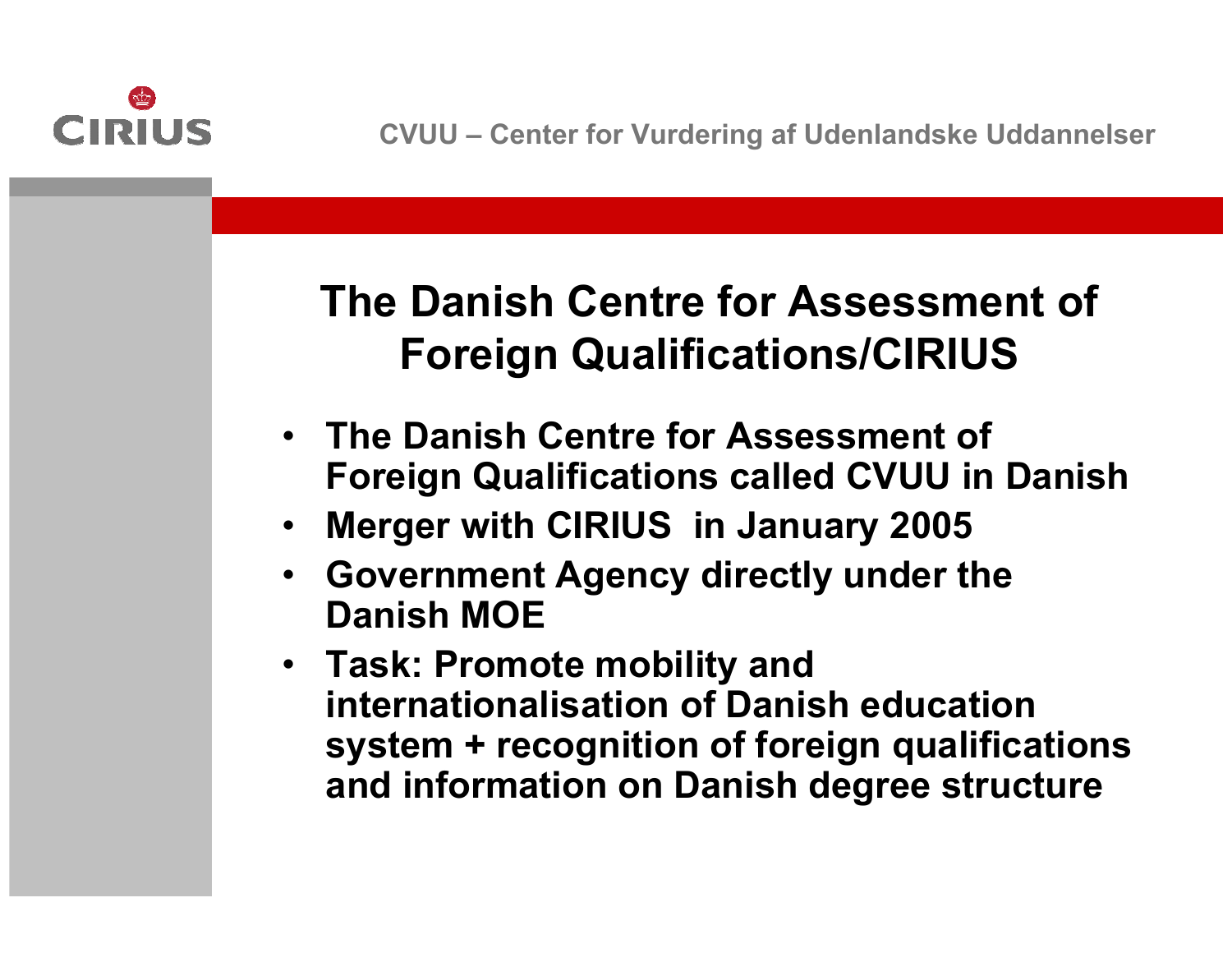# The Danish Centre for Assessment of Foreign Qualifications/CIRIUS

- The Danish Centre for Assessment of Foreign Qualifications called CVUU in Danish
- Merger with CIRIUS in January 2005
- Government Agency directly under the Danish MOE
- Task: Promote mobility and internationalisation of Danish education system + recognition of foreign qualifications and information on Danish degree structure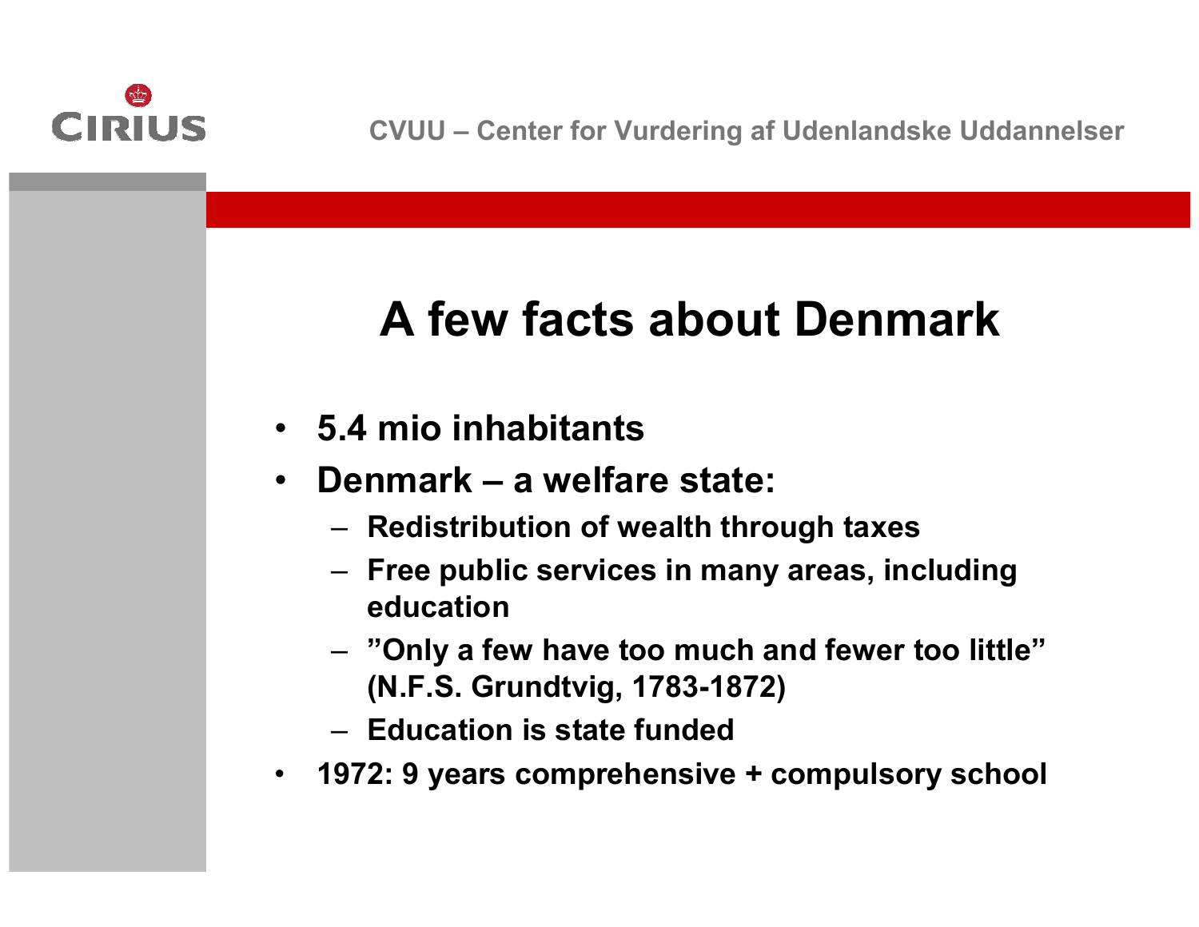# A few facts about Denmark

- **5.4 mio inhabitants**
- **Denmark – a welfare state:**
  - **Redistribution of wealth through taxes**
  - **Free public services in many areas, including education**
  - **”Only a few have too much and fewer too little” (N.F.S. Grundtvig, 1783-1872)**
  - **Education is state funded**
- **1972: 9 years comprehensive + compulsory school**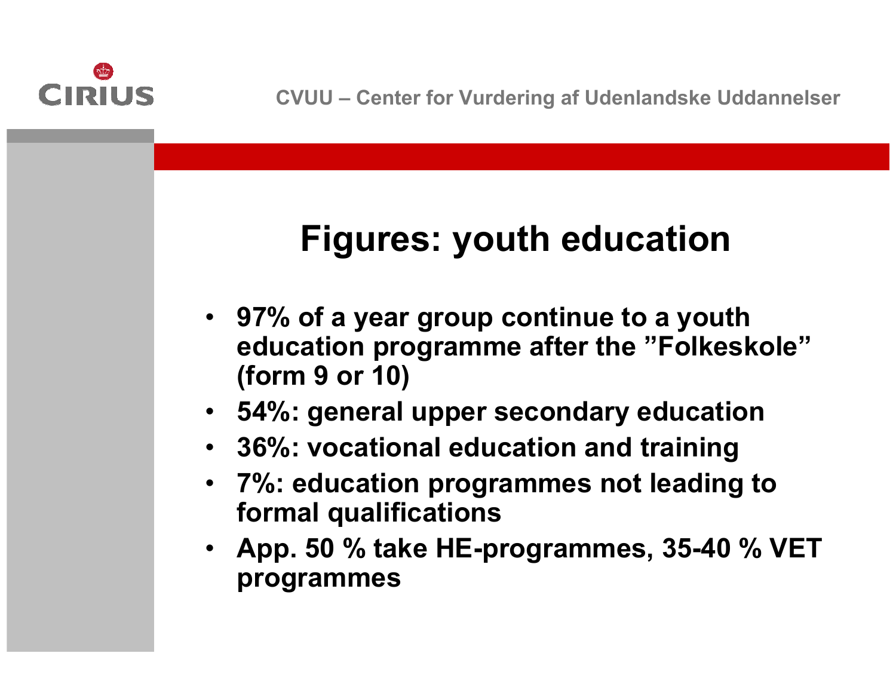# Figures: youth education

- **97% of a year group continue to a youth education programme after the "Folkeskole" (form 9 or 10)**
- **54%: general upper secondary education**
- **36%: vocational education and training**
- **7%: education programmes not leading to formal qualifications**
- **App. 50 % take HE-programmes, 35-40 % VET programmes**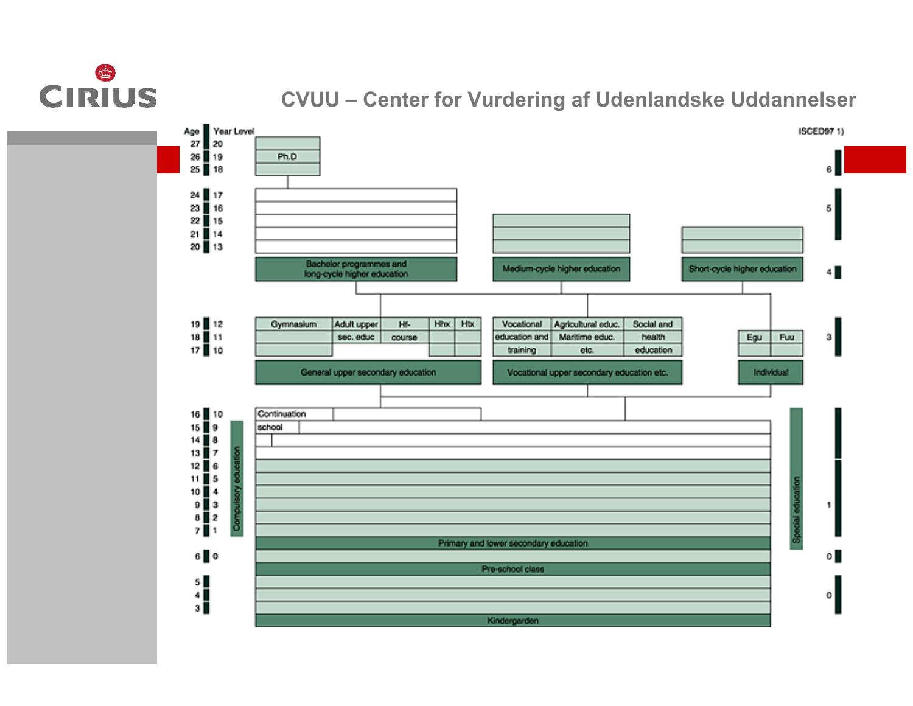# CVUU – Center for Vurdering af Udenlandske Uddannelser

CIRIUS

| Age | Year Level | Education | ISCED97 1) |
|---|---|---|---|
| 27 | 20 | Ph.D | 6 |
| 26 | 19 | Ph.D | 6 |
| 25 | 18 | Ph.D | 6 |
| 24 | 17 | Bachelor programmes and long-cycle higher education | 5 |
| 23 | 16 | Bachelor programmes and long-cycle higher education | 5 |
| 22 | 15 | Bachelor programmes and long-cycle higher education; Medium-cycle higher education | 5 |
| 21 | 14 | Bachelor programmes and long-cycle higher education; Medium-cycle higher education; Short-cycle higher education | 5 |
| 20 | 13 | Bachelor programmes and long-cycle higher education; Medium-cycle higher education; Short-cycle higher education | 5 |
| | | | 4 |
| 19 | 12 | General upper secondary education: Gymnasium, Adult upper sec. educ, Hf-course, Hhx, Htx; Vocational upper secondary education etc.: Vocational education and training, Agricultural educ. Maritime educ. etc., Social and health education | 3 |
| 18 | 11 | General upper secondary education: Gymnasium, Adult upper sec. educ, Hf-course, Hhx, Htx; Vocational upper secondary education etc.; Individual: Egu, Fuu | 3 |
| 17 | 10 | General upper secondary education: Gymnasium, Hhx, Htx; Vocational upper secondary education etc.; Individual: Egu, Fuu | 3 |
| 16 | 10 | Continuation school; Primary and lower secondary education (Compulsory education); Special education | 2 |
| 15 | 9 | Continuation school; Primary and lower secondary education (Compulsory education); Special education | 2 |
| 14 | 8 | Continuation school; Primary and lower secondary education (Compulsory education); Special education | 2 |
| 13 | 7 | Primary and lower secondary education (Compulsory education); Special education | 2 |
| 12 | 6 | Primary and lower secondary education (Compulsory education); Special education | 1 |
| 11 | 5 | Primary and lower secondary education (Compulsory education); Special education | 1 |
| 10 | 4 | Primary and lower secondary education (Compulsory education); Special education | 1 |
| 9 | 3 | Primary and lower secondary education (Compulsory education); Special education | 1 |
| 8 | 2 | Primary and lower secondary education (Compulsory education); Special education | 1 |
| 7 | 1 | Primary and lower secondary education (Compulsory education); Special education | 1 |
| 6 | 0 | Pre-school class | 0 |
| 5 | | Kindergarden | 0 |
| 4 | | Kindergarden | 0 |
| 3 | | Kindergarden | 0 |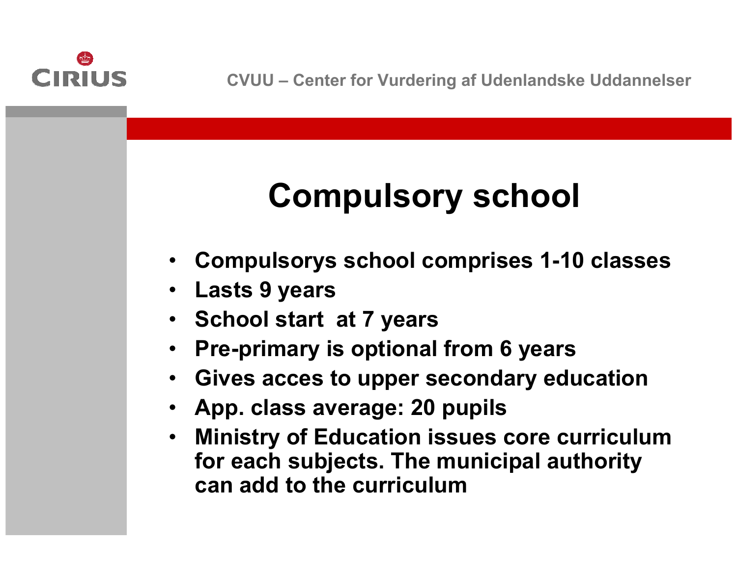# Compulsory school

- Compulsorys school comprises 1-10 classes
- Lasts 9 years
- School start at 7 years
- Pre-primary is optional from 6 years
- Gives acces to upper secondary education
- App. class average: 20 pupils
- Ministry of Education issues core curriculum for each subjects. The municipal authority can add to the curriculum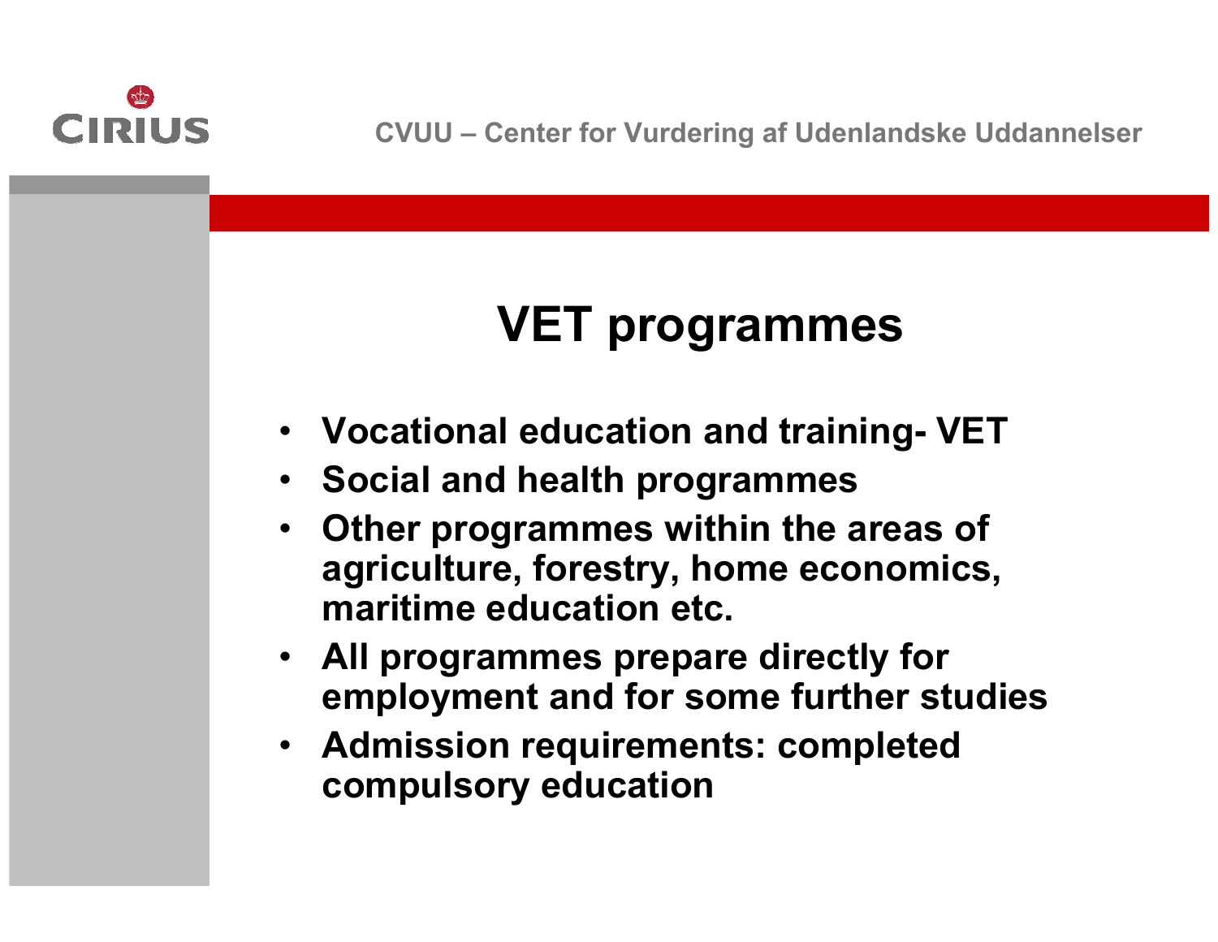# VET programmes

- Vocational education and training- VET
- Social and health programmes
- Other programmes within the areas of agriculture, forestry, home economics, maritime education etc.
- All programmes prepare directly for employment and for some further studies
- Admission requirements: completed compulsory education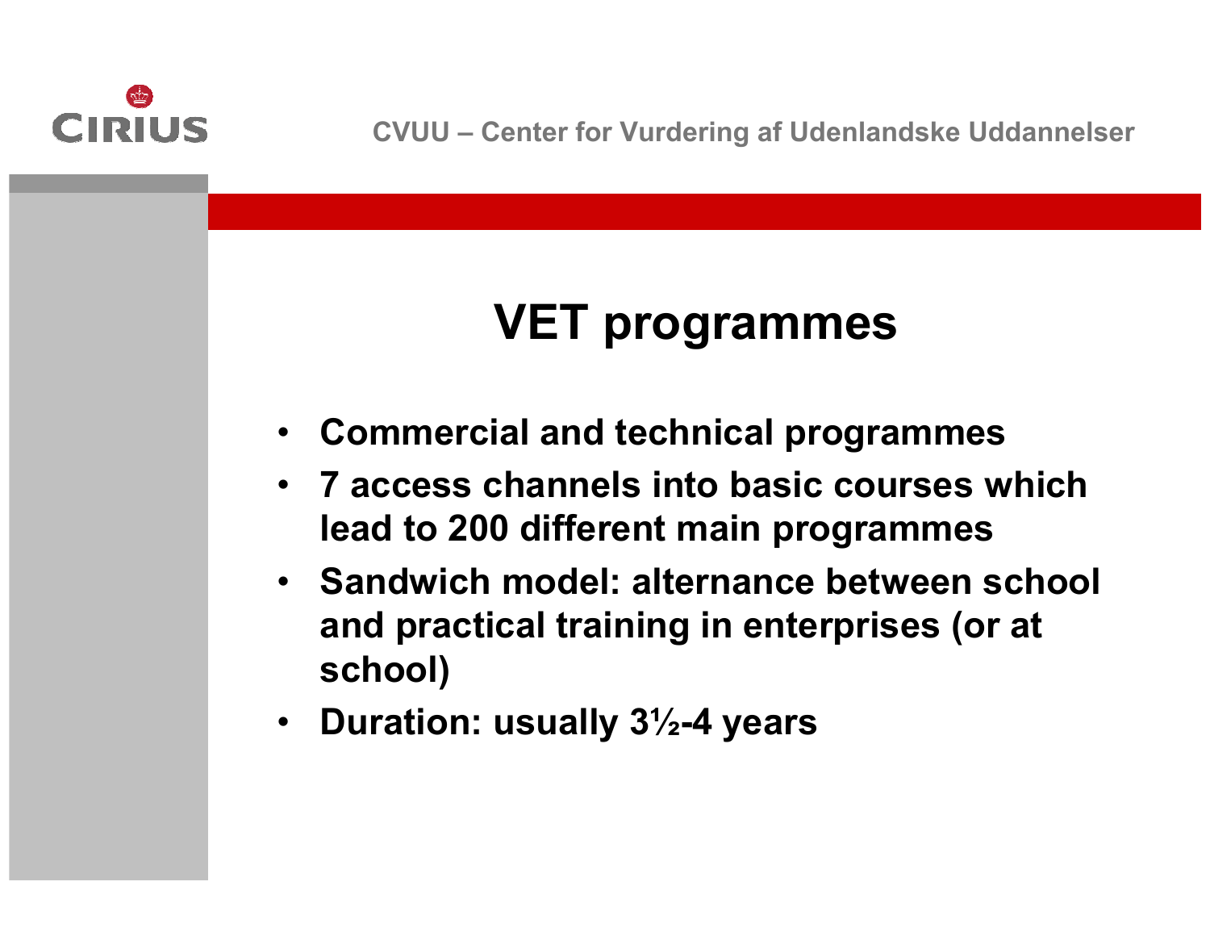# VET programmes

- Commercial and technical programmes
- 7 access channels into basic courses which lead to 200 different main programmes
- Sandwich model: alternance between school and practical training in enterprises (or at school)
- Duration: usually 3½-4 years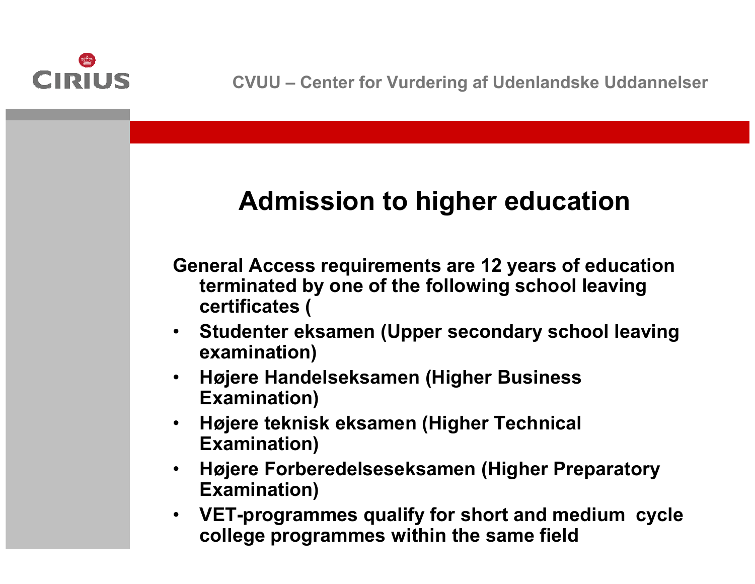# Admission to higher education

General Access requirements are 12 years of education terminated by one of the following school leaving certificates (

- Studenter eksamen (Upper secondary school leaving examination)
- Højere Handelseksamen (Higher Business Examination)
- Højere teknisk eksamen (Higher Technical Examination)
- Højere Forberedelseseksamen (Higher Preparatory Examination)
- VET-programmes qualify for short and medium cycle college programmes within the same field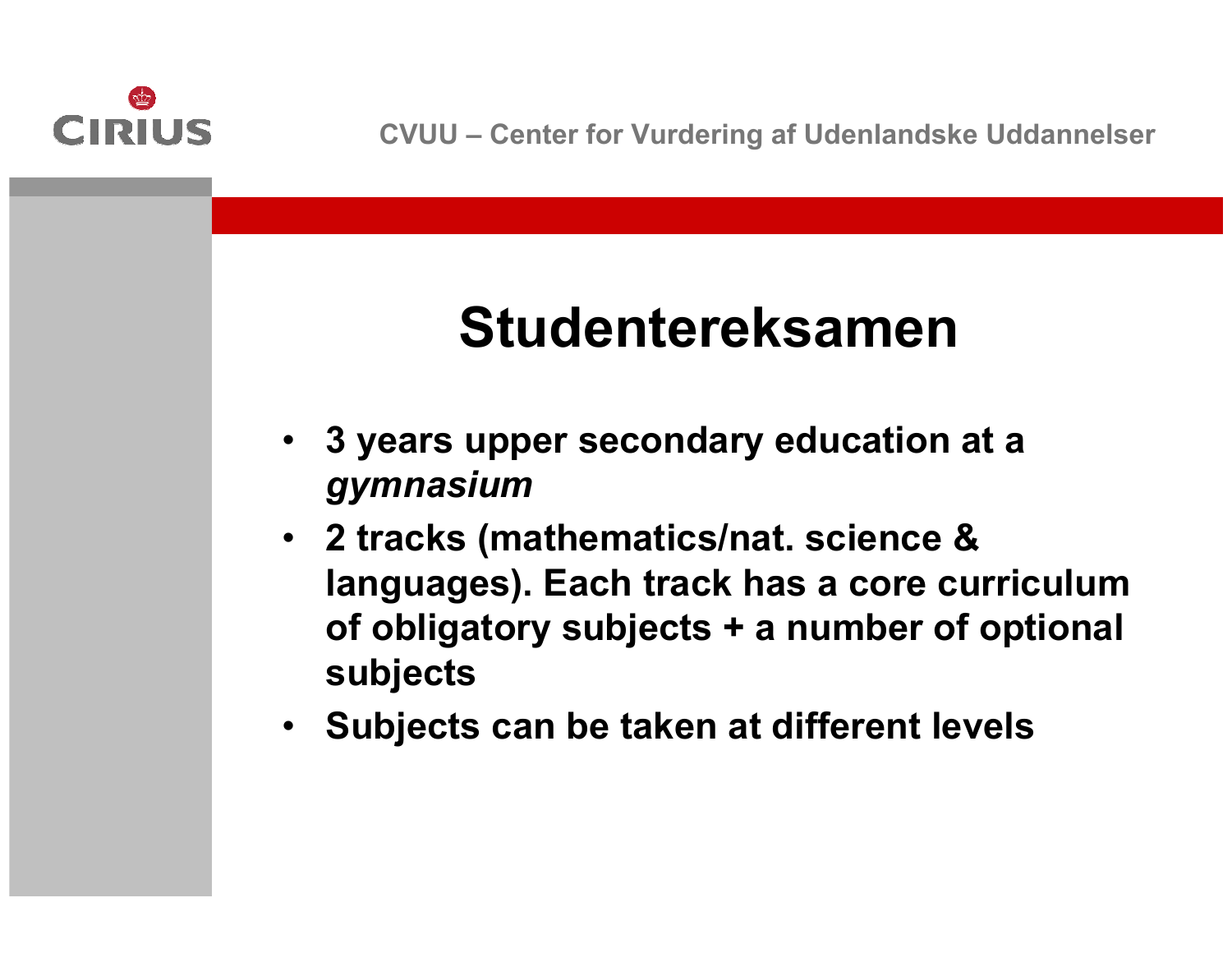# Studentereksamen

- 3 years upper secondary education at a *gymnasium*
- 2 tracks (mathematics/nat. science & languages). Each track has a core curriculum of obligatory subjects + a number of optional subjects
- Subjects can be taken at different levels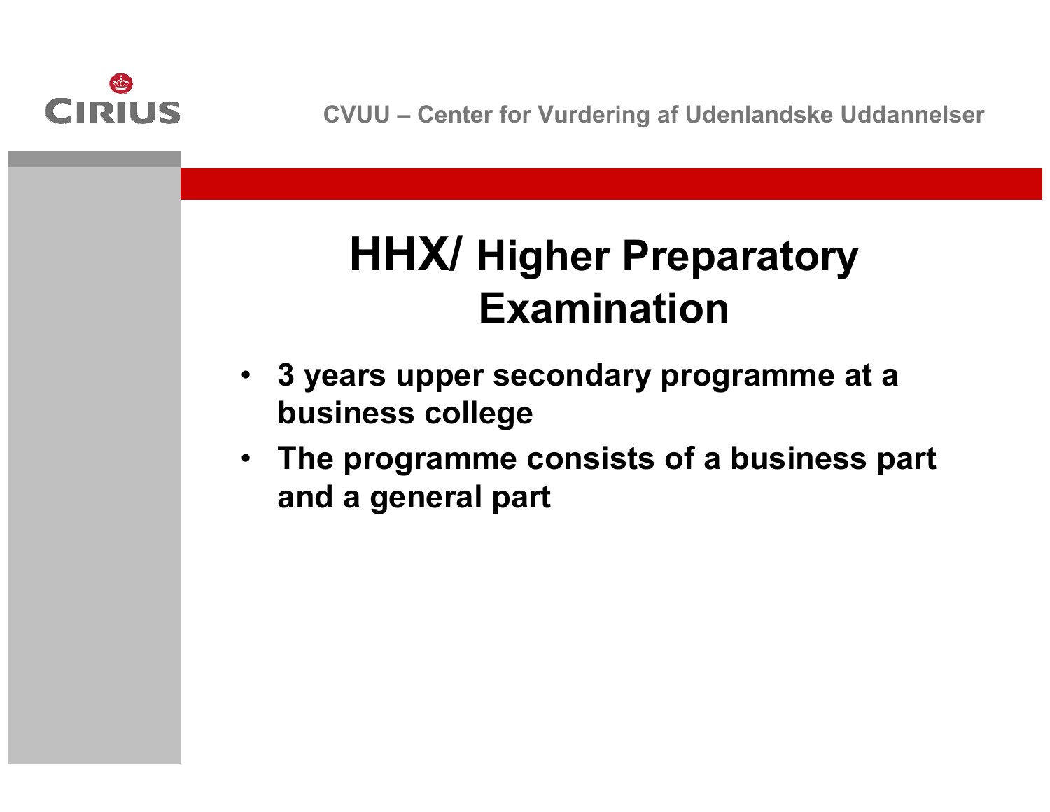# HHX/ Higher Preparatory Examination

- 3 years upper secondary programme at a business college
- The programme consists of a business part and a general part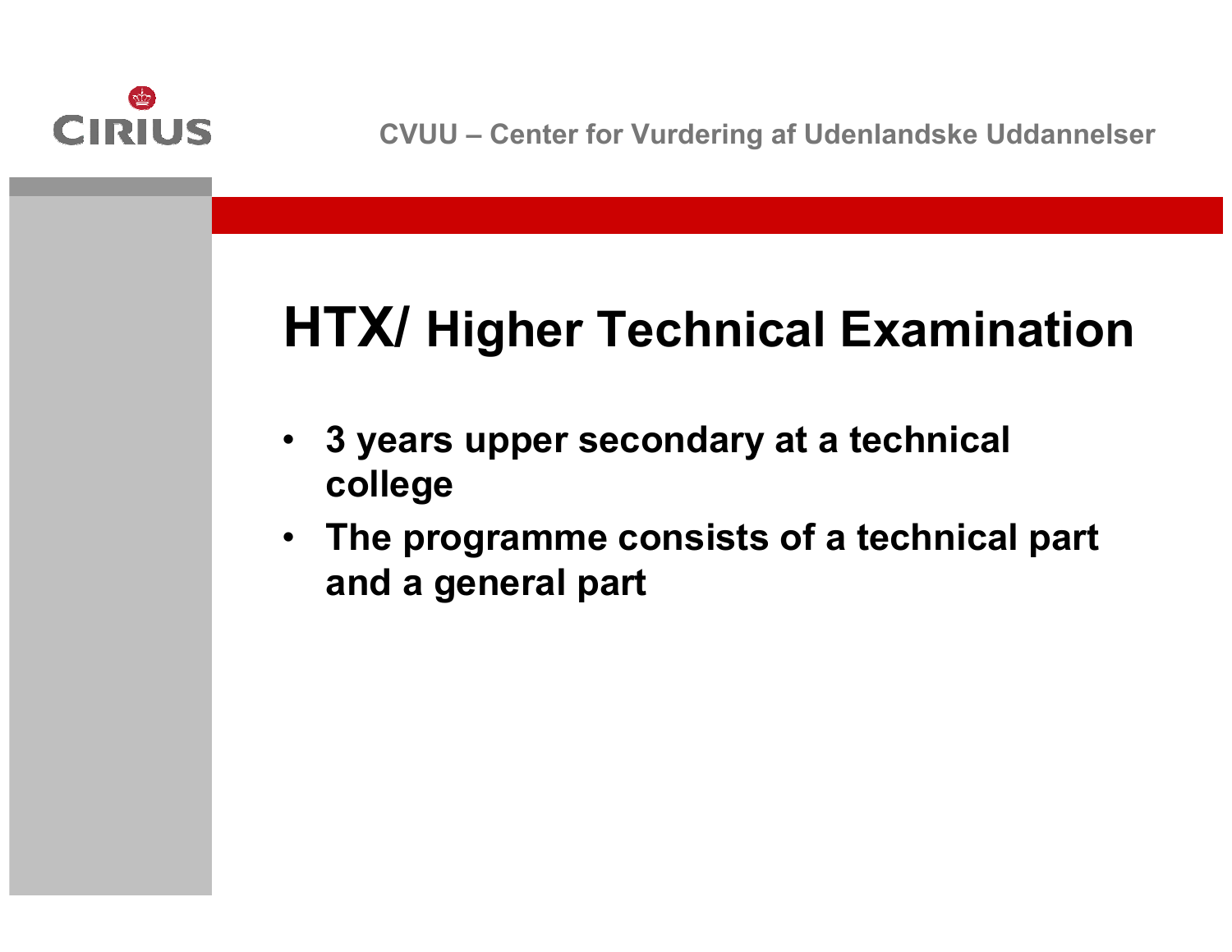# HTX/ Higher Technical Examination

- **3 years upper secondary at a technical college**
- **The programme consists of a technical part and a general part**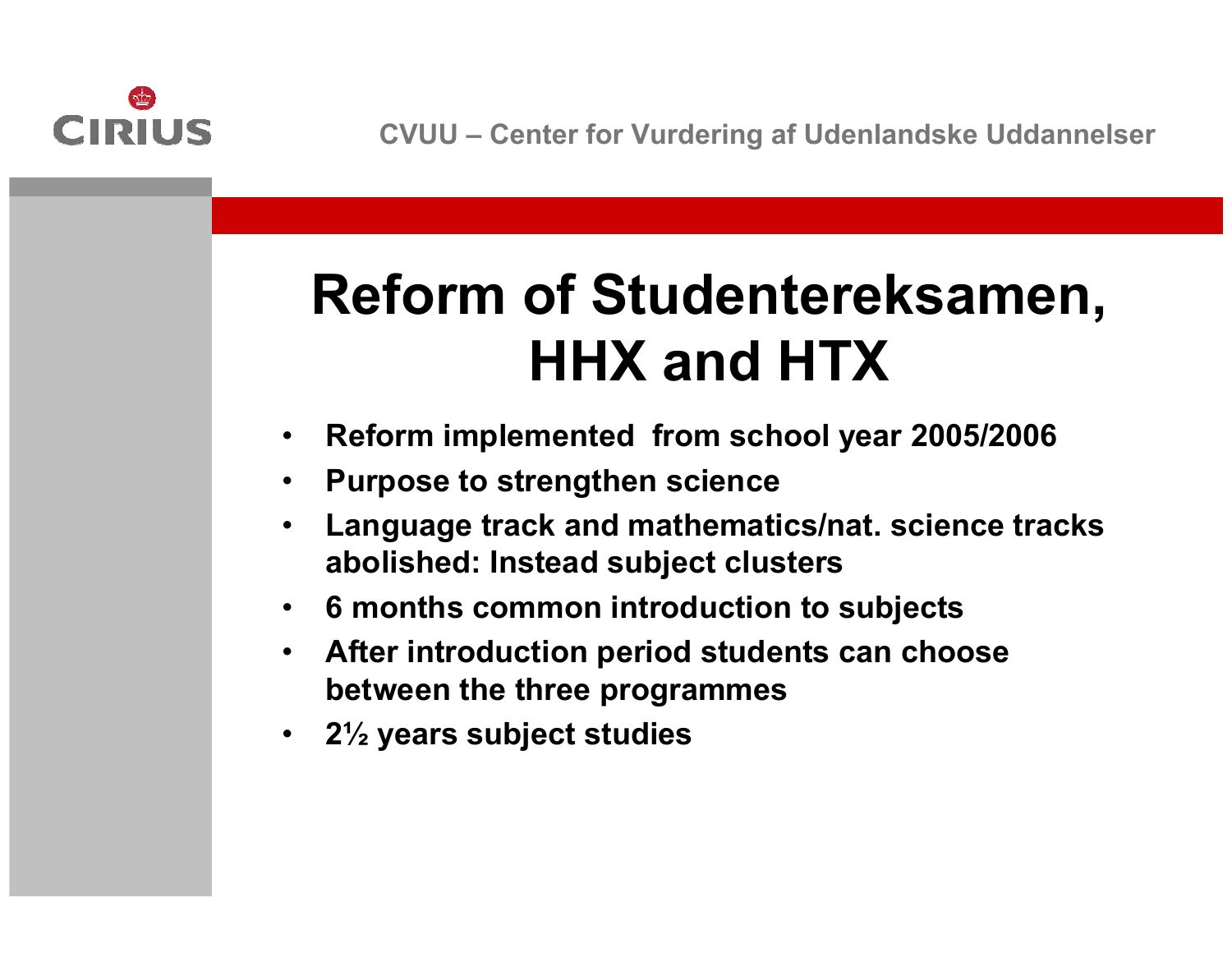# Reform of Studentereksamen, HHX and HTX

- **Reform implemented from school year 2005/2006**
- **Purpose to strengthen science**
- **Language track and mathematics/nat. science tracks abolished: Instead subject clusters**
- **6 months common introduction to subjects**
- **After introduction period students can choose between the three programmes**
- **2½ years subject studies**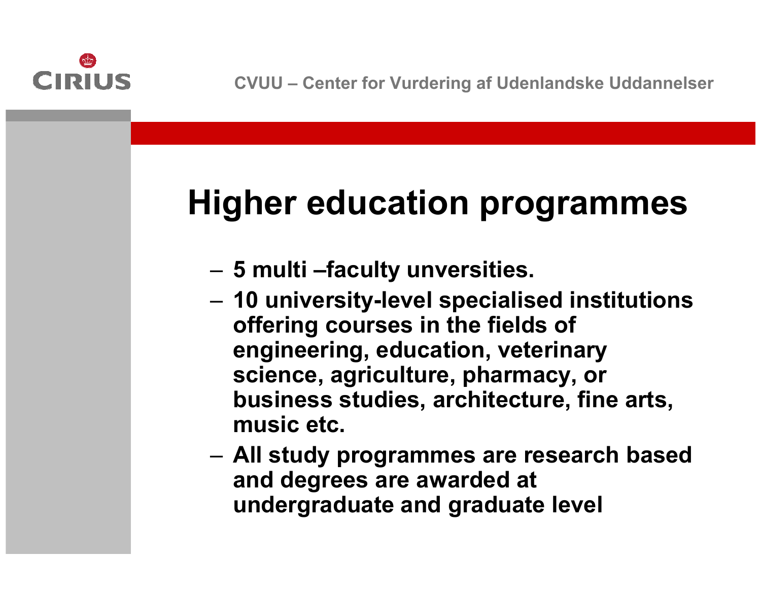# Higher education programmes

- **5 multi –faculty unversities.**
- **10 university-level specialised institutions offering courses in the fields of engineering, education, veterinary science, agriculture, pharmacy, or business studies, architecture, fine arts, music etc.**
- **All study programmes are research based and degrees are awarded at undergraduate and graduate level**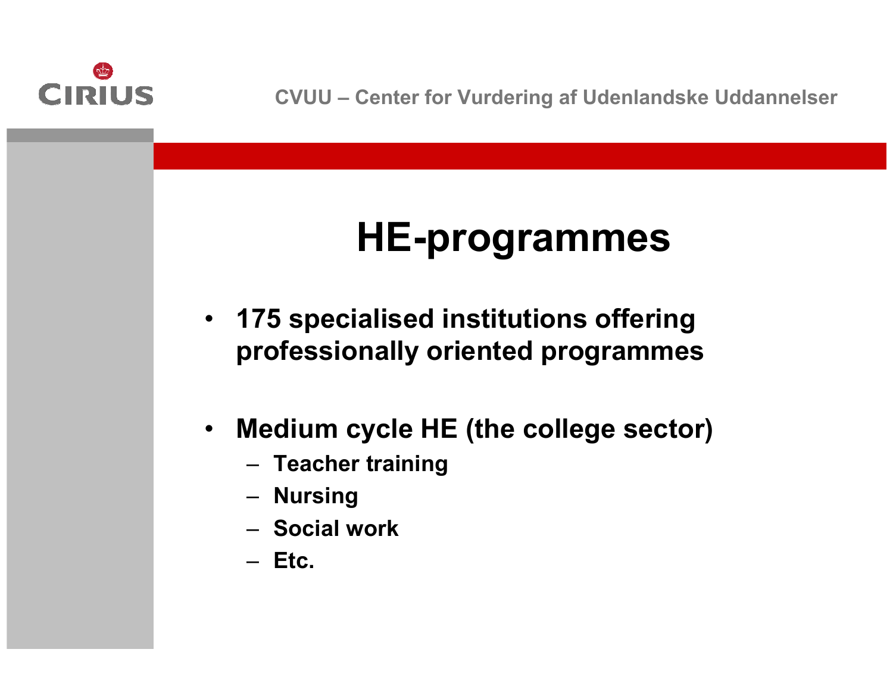# HE-programmes

- 175 specialised institutions offering professionally oriented programmes
- Medium cycle HE (the college sector)
  - Teacher training
  - Nursing
  - Social work
  - Etc.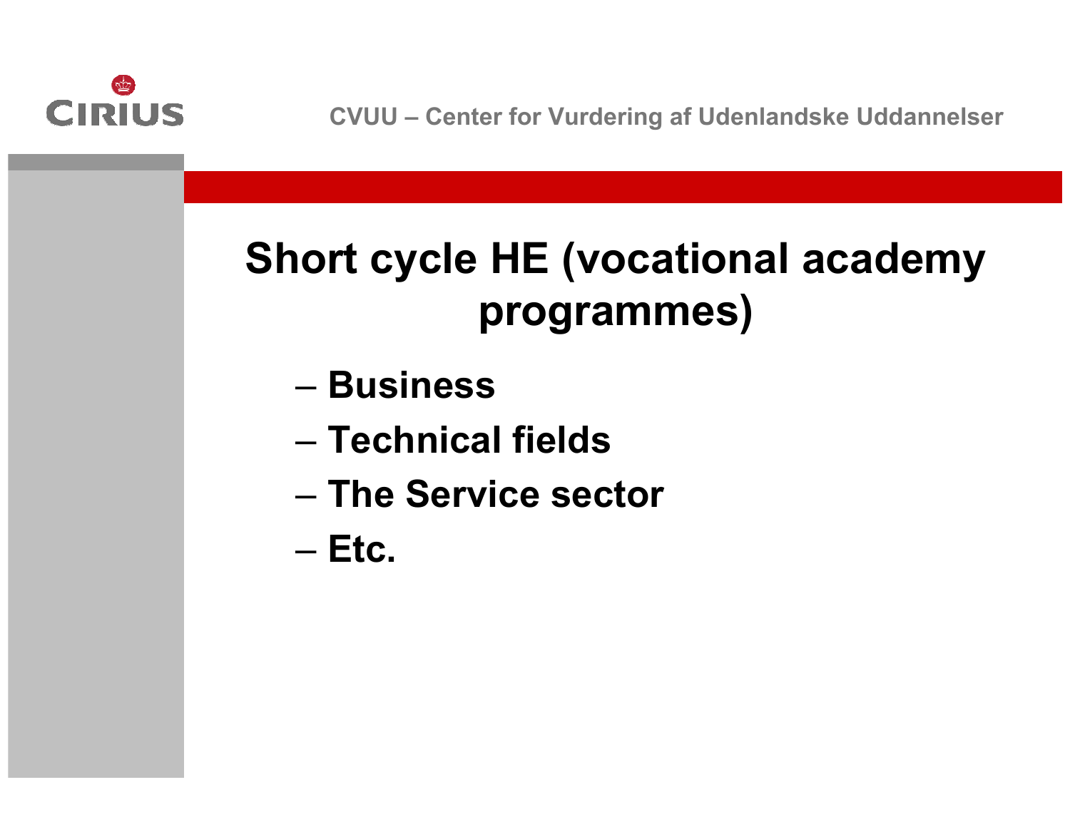# Short cycle HE (vocational academy programmes)

- Business
- Technical fields
- The Service sector
- Etc.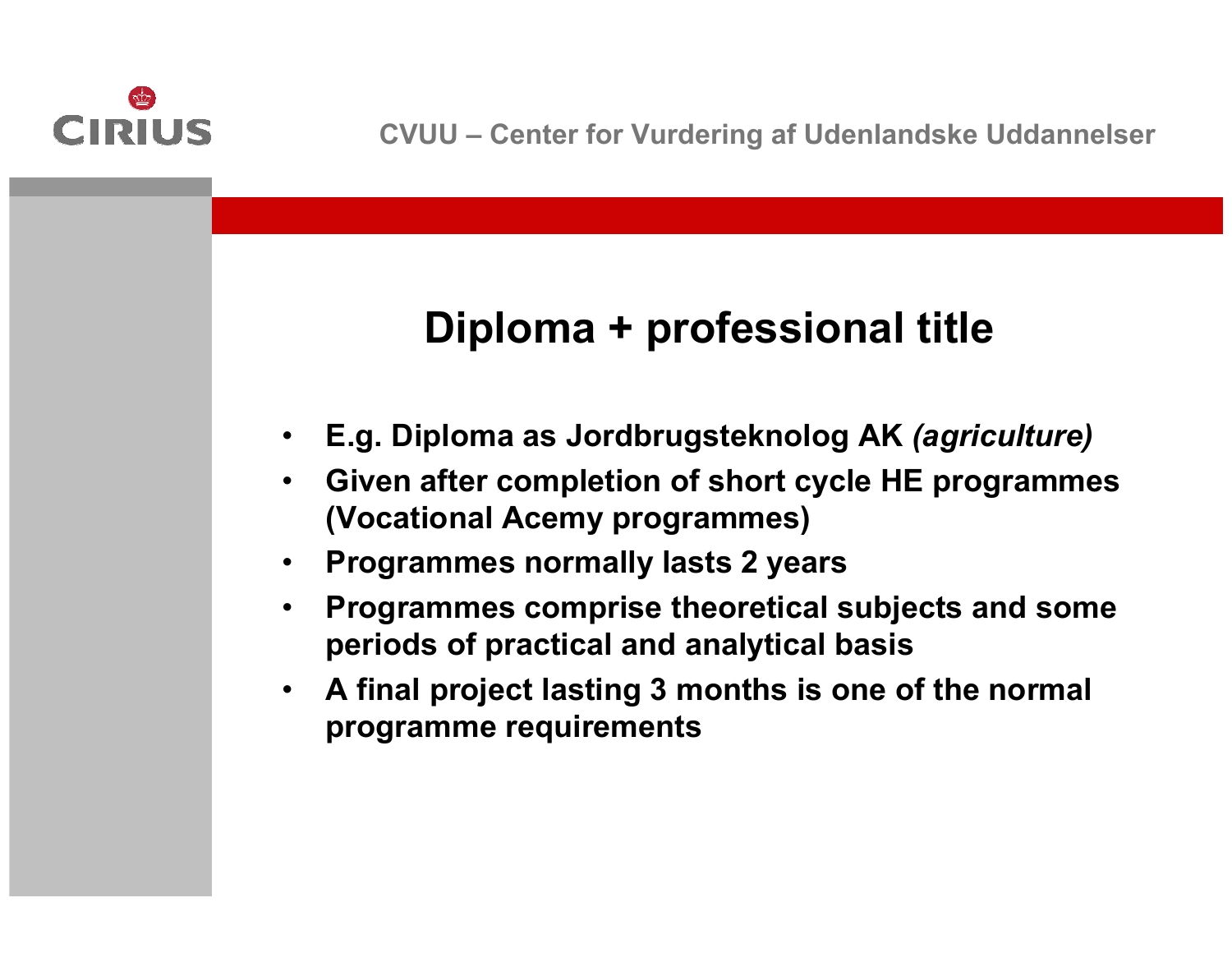# Diploma + professional title

- **E.g. Diploma as Jordbrugsteknolog AK *(agriculture)***
- **Given after completion of short cycle HE programmes (Vocational Acemy programmes)**
- **Programmes normally lasts 2 years**
- **Programmes comprise theoretical subjects and some periods of practical and analytical basis**
- **A final project lasting 3 months is one of the normal programme requirements**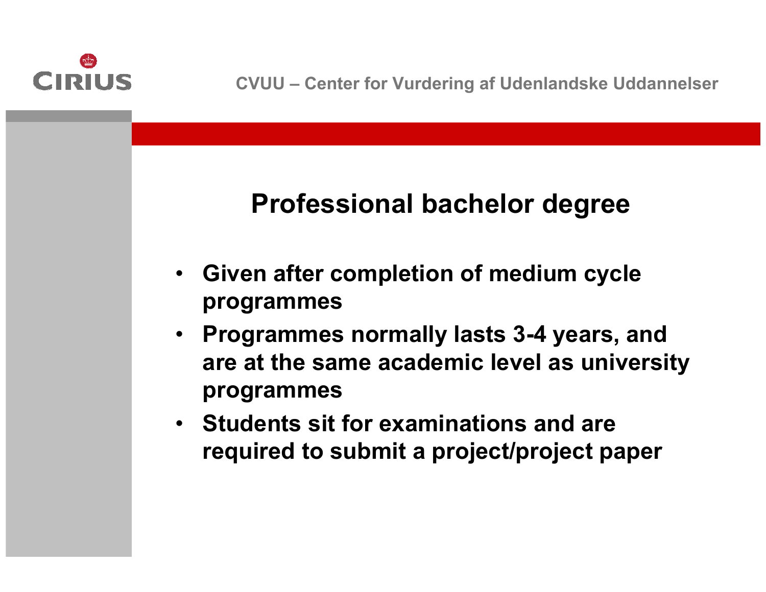# Professional bachelor degree

- Given after completion of medium cycle programmes
- Programmes normally lasts 3-4 years, and are at the same academic level as university programmes
- Students sit for examinations and are required to submit a project/project paper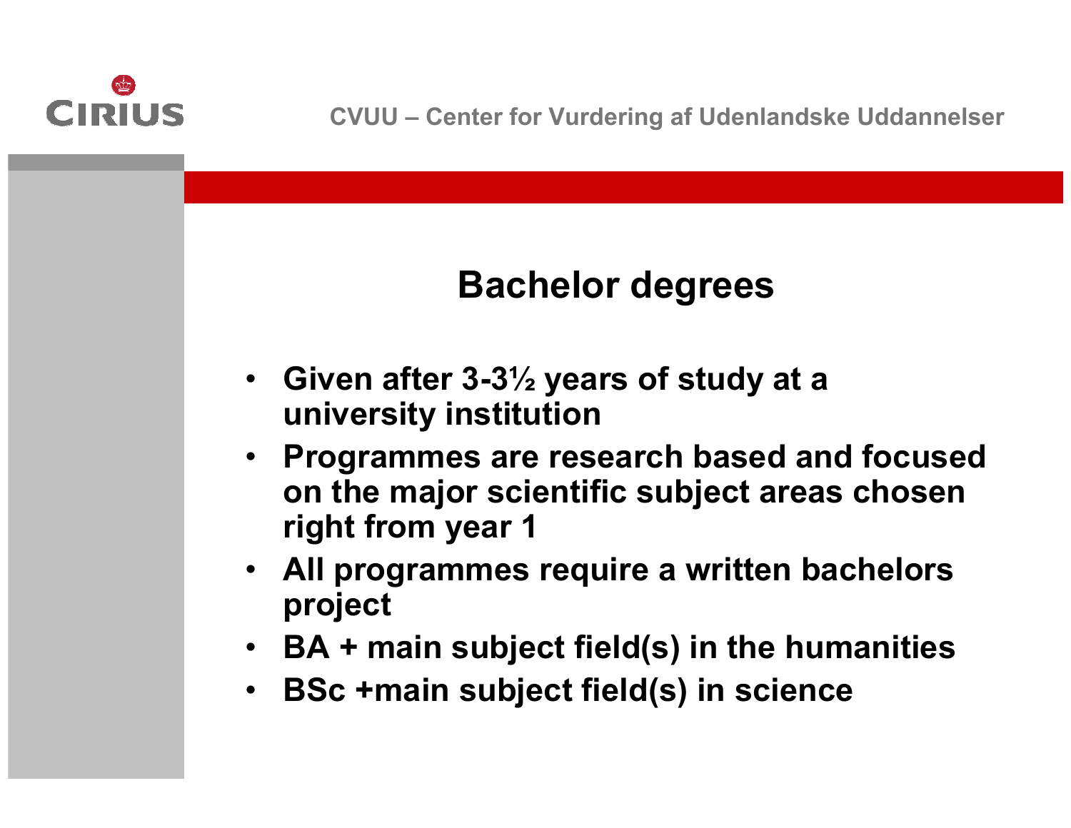# Bachelor degrees

- Given after 3-3½ years of study at a university institution
- Programmes are research based and focused on the major scientific subject areas chosen right from year 1
- All programmes require a written bachelors project
- BA + main subject field(s) in the humanities
- BSc +main subject field(s) in science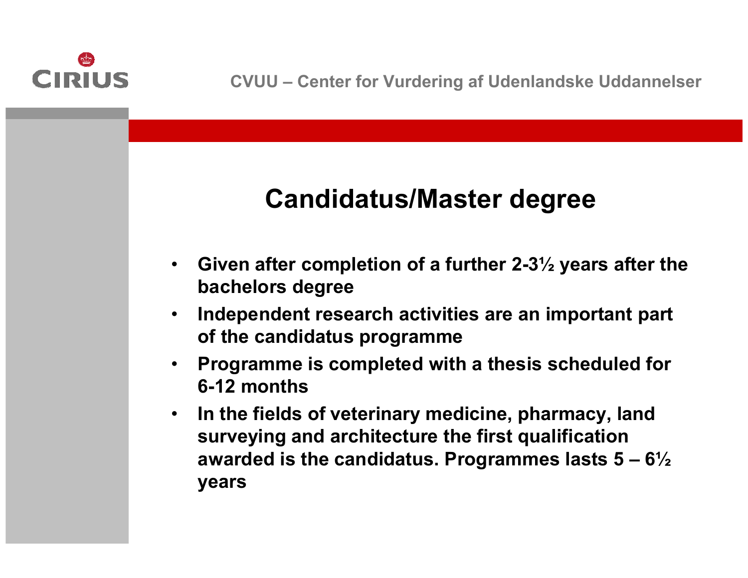# Candidatus/Master degree

- Given after completion of a further 2-3½ years after the bachelors degree
- Independent research activities are an important part of the candidatus programme
- Programme is completed with a thesis scheduled for 6-12 months
- In the fields of veterinary medicine, pharmacy, land surveying and architecture the first qualification awarded is the candidatus. Programmes lasts 5 – 6½ years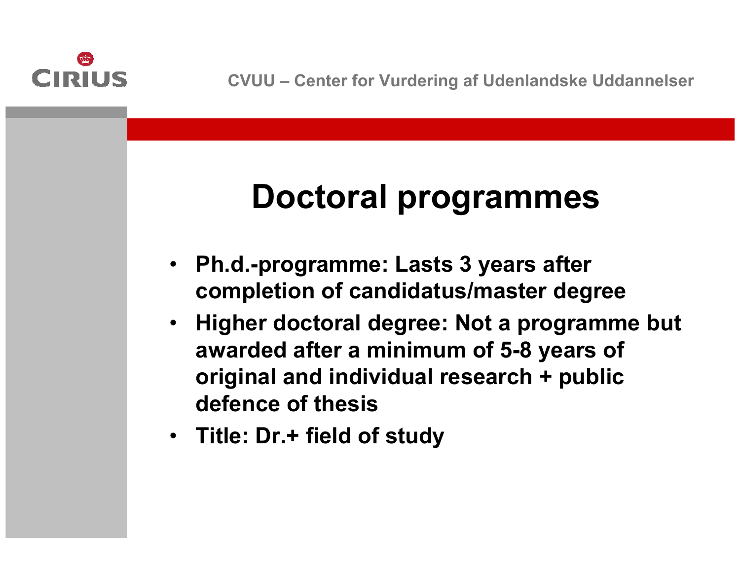# Doctoral programmes

- Ph.d.-programme: Lasts 3 years after completion of candidatus/master degree
- Higher doctoral degree: Not a programme but awarded after a minimum of 5-8 years of original and individual research + public defence of thesis
- Title: Dr.+ field of study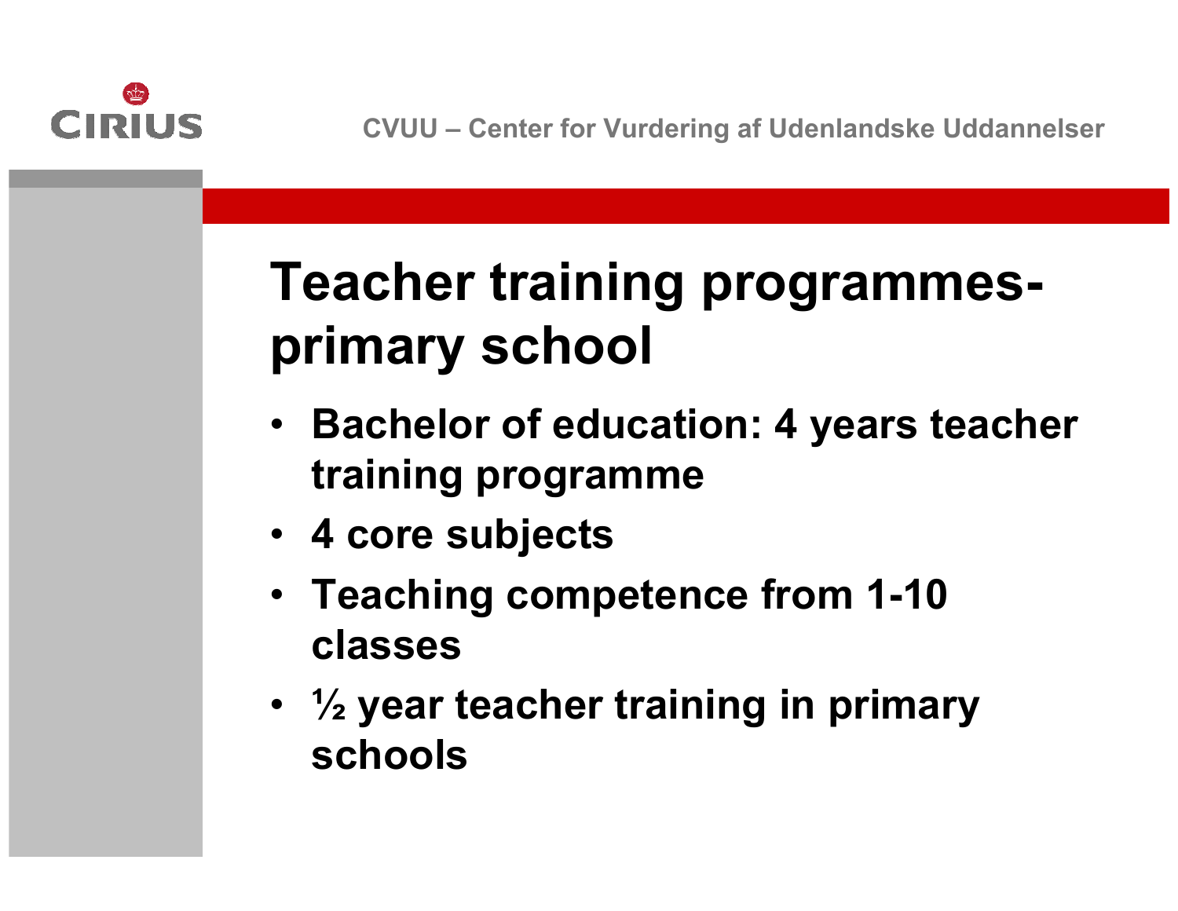# Teacher training programmes-primary school

- Bachelor of education: 4 years teacher training programme
- 4 core subjects
- Teaching competence from 1-10 classes
- ½ year teacher training in primary schools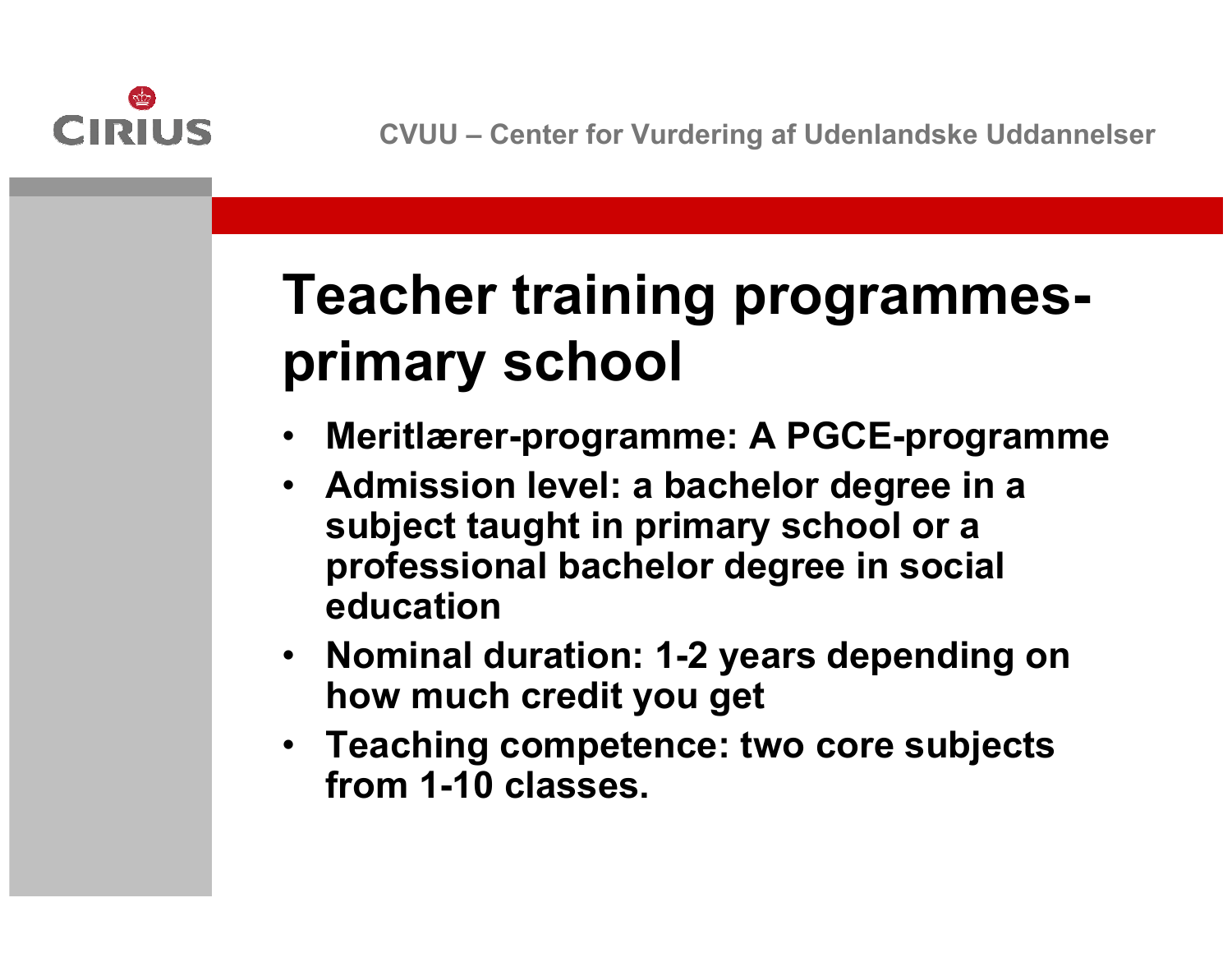# Teacher training programmes- primary school

- Meritlærer-programme: A PGCE-programme
- Admission level: a bachelor degree in a subject taught in primary school or a professional bachelor degree in social education
- Nominal duration: 1-2 years depending on how much credit you get
- Teaching competence: two core subjects from 1-10 classes.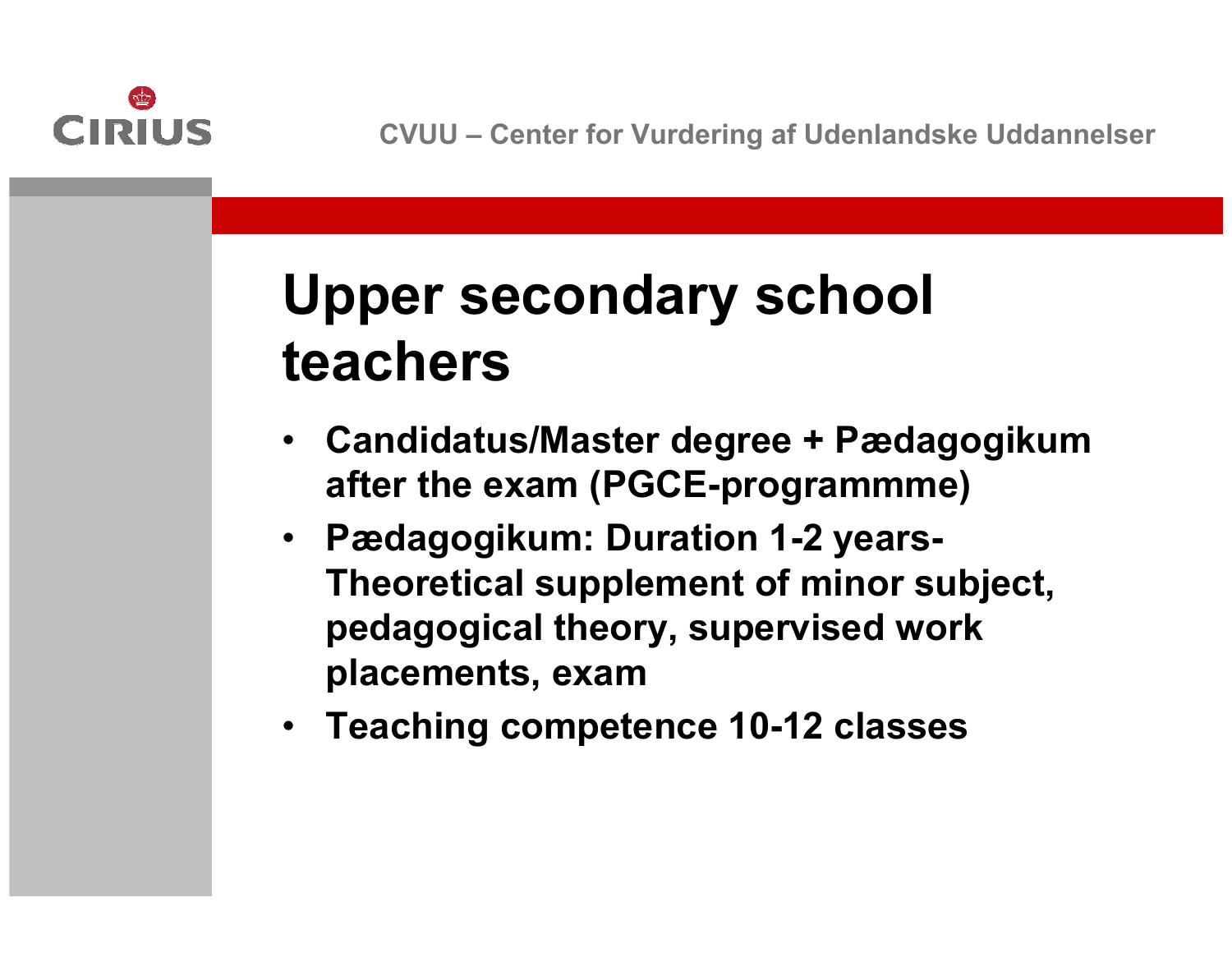# Upper secondary school teachers

- Candidatus/Master degree + Pædagogikum after the exam (PGCE-programmme)
- Pædagogikum: Duration 1-2 years- Theoretical supplement of minor subject, pedagogical theory, supervised work placements, exam
- Teaching competence 10-12 classes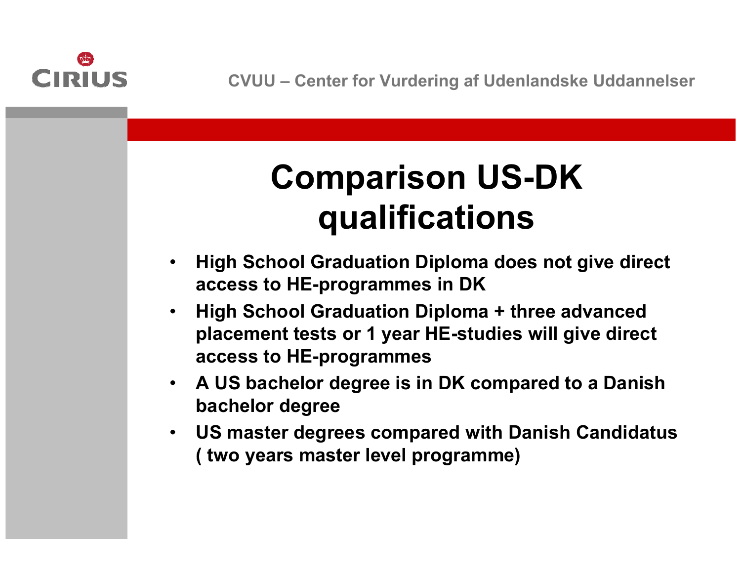# Comparison US-DK qualifications

- High School Graduation Diploma does not give direct access to HE-programmes in DK
- High School Graduation Diploma + three advanced placement tests or 1 year HE-studies will give direct access to HE-programmes
- A US bachelor degree is in DK compared to a Danish bachelor degree
- US master degrees compared with Danish Candidatus ( two years master level programme)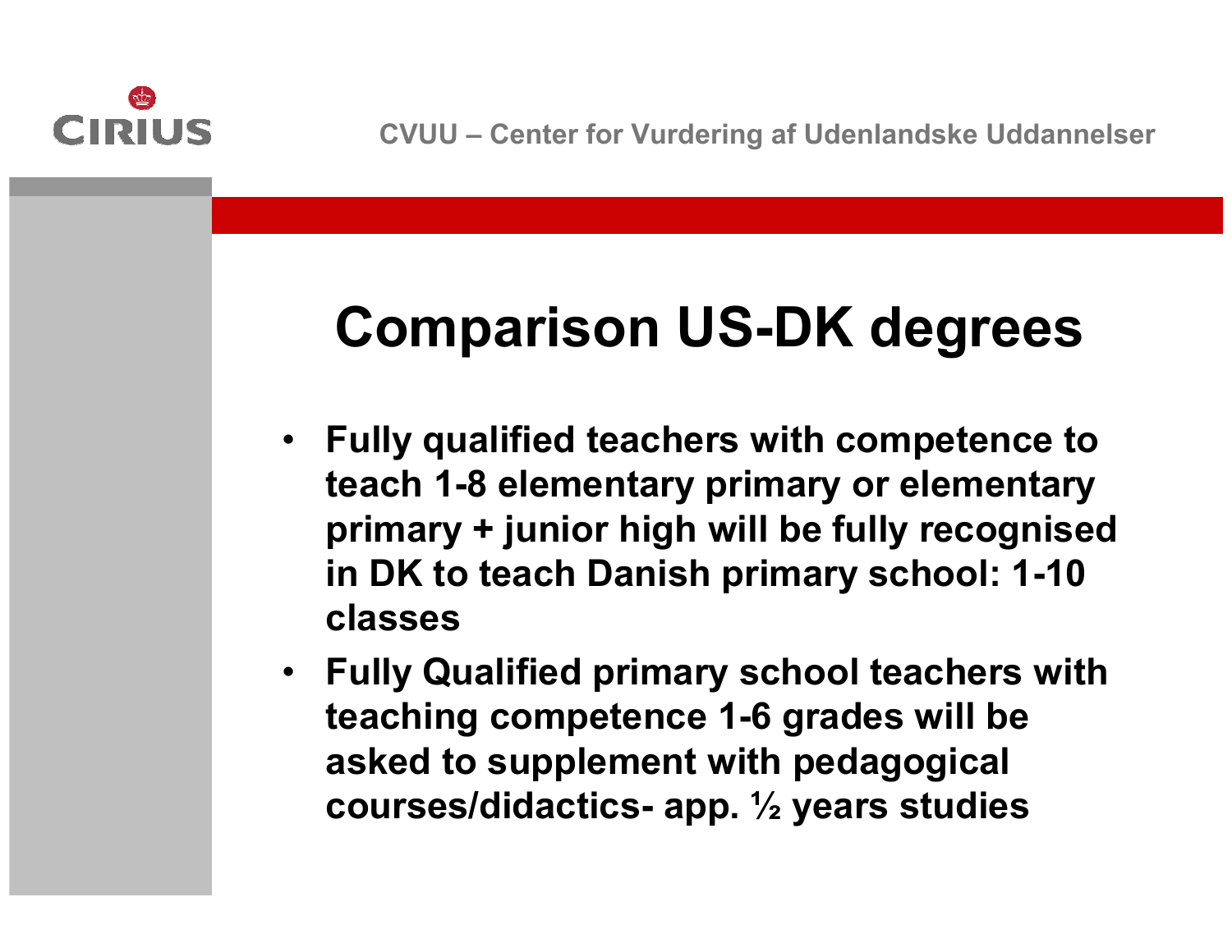# Comparison US-DK degrees

- **Fully qualified teachers with competence to teach 1-8 elementary primary or elementary primary + junior high will be fully recognised in DK to teach Danish primary school: 1-10 classes**
- **Fully Qualified primary school teachers with teaching competence 1-6 grades will be asked to supplement with pedagogical courses/didactics- app. ½ years studies**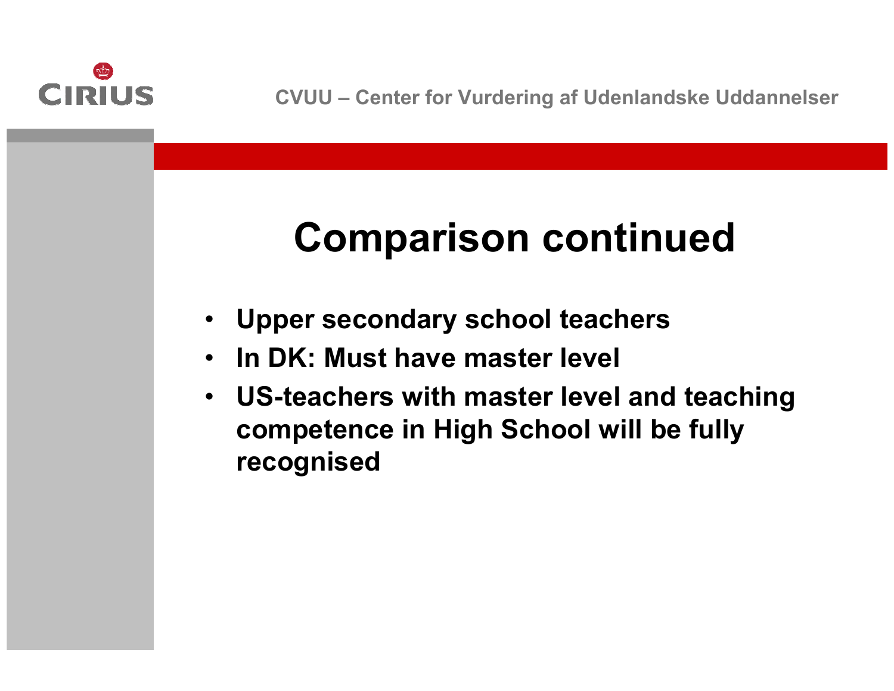# Comparison continued

- Upper secondary school teachers
- In DK: Must have master level
- US-teachers with master level and teaching competence in High School will be fully recognised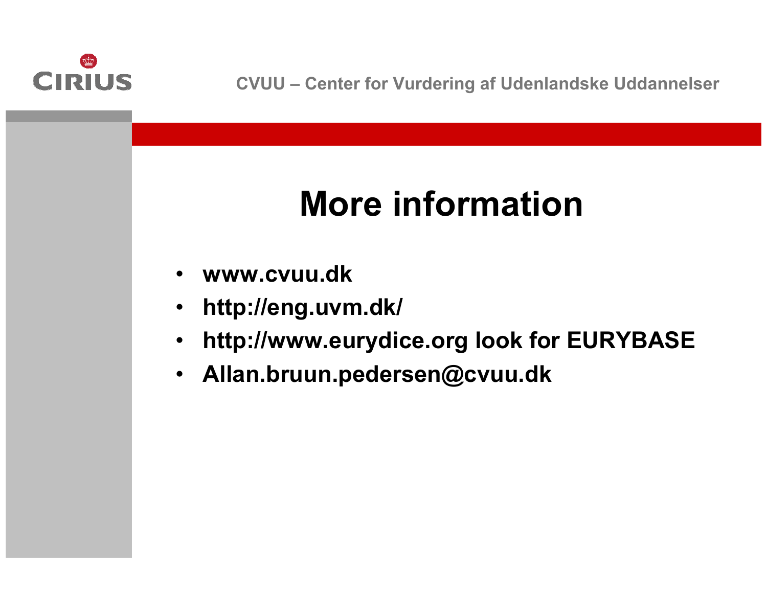# More information

- www.cvuu.dk
- http://eng.uvm.dk/
- http://www.eurydice.org look for EURYBASE
- Allan.bruun.pedersen@cvuu.dk